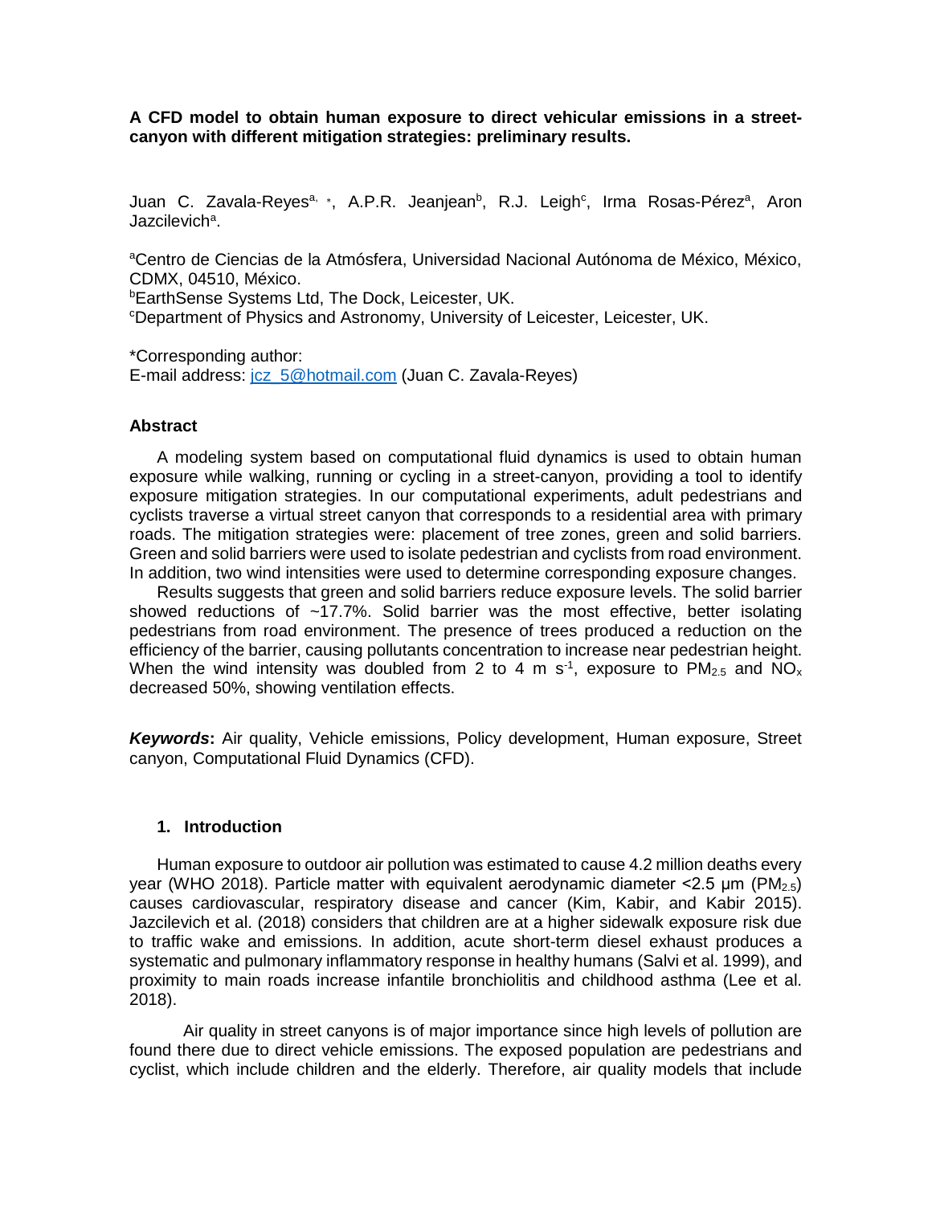**A CFD model to obtain human exposure to direct vehicular emissions in a street-canyon with different mitigation strategies: preliminary results.**

Juan C. Zavala-Reyes[a, *], A.P.R. Jeanjean[b], R.J. Leigh[c], Irma Rosas-Pérez[a], Aron Jazcilevich[a].

[a]Centro de Ciencias de la Atmósfera, Universidad Nacional Autónoma de México, México, CDMX, 04510, México.
[b]EarthSense Systems Ltd, The Dock, Leicester, UK.
[c]Department of Physics and Astronomy, University of Leicester, Leicester, UK.

*Corresponding author:
E-mail address: jcz_5@hotmail.com (Juan C. Zavala-Reyes)

## Abstract

A modeling system based on computational fluid dynamics is used to obtain human exposure while walking, running or cycling in a street-canyon, providing a tool to identify exposure mitigation strategies. In our computational experiments, adult pedestrians and cyclists traverse a virtual street canyon that corresponds to a residential area with primary roads. The mitigation strategies were: placement of tree zones, green and solid barriers. Green and solid barriers were used to isolate pedestrian and cyclists from road environment. In addition, two wind intensities were used to determine corresponding exposure changes.

Results suggests that green and solid barriers reduce exposure levels. The solid barrier showed reductions of ~17.7%. Solid barrier was the most effective, better isolating pedestrians from road environment. The presence of trees produced a reduction on the efficiency of the barrier, causing pollutants concentration to increase near pedestrian height. When the wind intensity was doubled from 2 to 4 m $s^{-1}$, exposure to $PM_{2.5}$ and $NO_x$ decreased 50%, showing ventilation effects.

***Keywords*****:** Air quality, Vehicle emissions, Policy development, Human exposure, Street canyon, Computational Fluid Dynamics (CFD).

## 1. Introduction

Human exposure to outdoor air pollution was estimated to cause 4.2 million deaths every year (WHO 2018). Particle matter with equivalent aerodynamic diameter <2.5 μm ($PM_{2.5}$) causes cardiovascular, respiratory disease and cancer (Kim, Kabir, and Kabir 2015). Jazcilevich et al. (2018) considers that children are at a higher sidewalk exposure risk due to traffic wake and emissions. In addition, acute short-term diesel exhaust produces a systematic and pulmonary inflammatory response in healthy humans (Salvi et al. 1999), and proximity to main roads increase infantile bronchiolitis and childhood asthma (Lee et al. 2018).

Air quality in street canyons is of major importance since high levels of pollution are found there due to direct vehicle emissions. The exposed population are pedestrians and cyclist, which include children and the elderly. Therefore, air quality models that include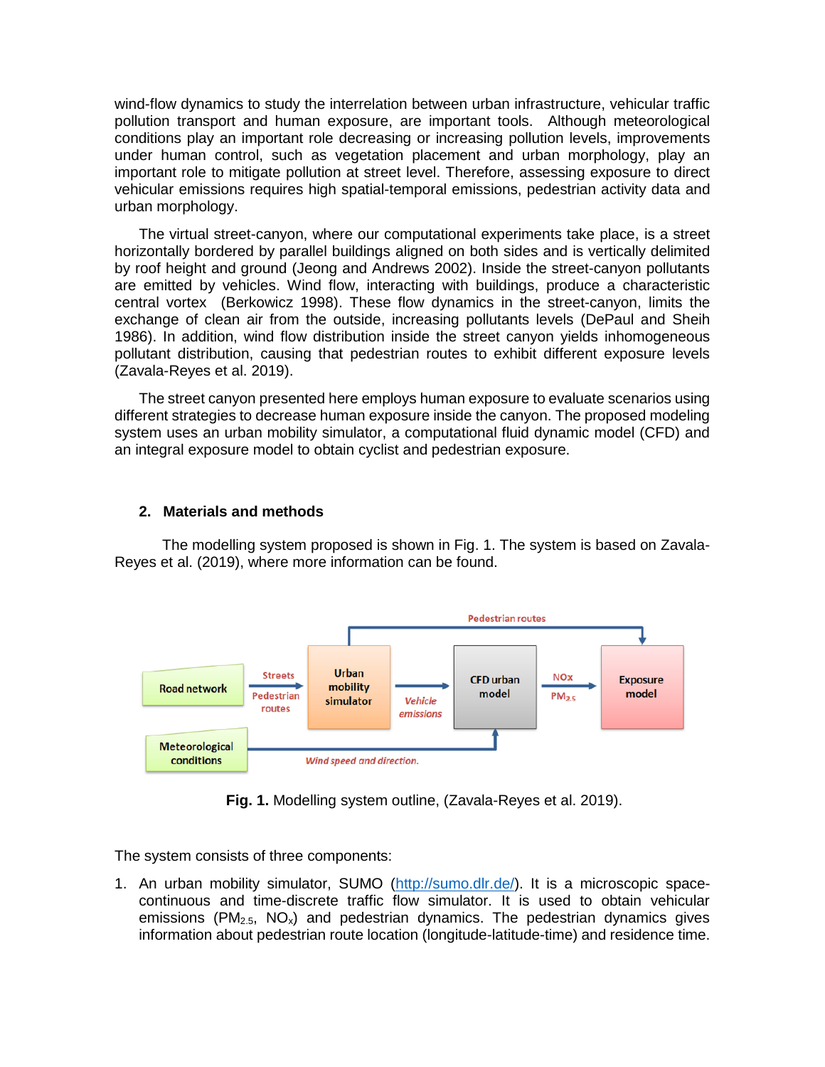wind-flow dynamics to study the interrelation between urban infrastructure, vehicular traffic pollution transport and human exposure, are important tools. Although meteorological conditions play an important role decreasing or increasing pollution levels, improvements under human control, such as vegetation placement and urban morphology, play an important role to mitigate pollution at street level. Therefore, assessing exposure to direct vehicular emissions requires high spatial-temporal emissions, pedestrian activity data and urban morphology.

The virtual street-canyon, where our computational experiments take place, is a street horizontally bordered by parallel buildings aligned on both sides and is vertically delimited by roof height and ground (Jeong and Andrews 2002). Inside the street-canyon pollutants are emitted by vehicles. Wind flow, interacting with buildings, produce a characteristic central vortex (Berkowicz 1998). These flow dynamics in the street-canyon, limits the exchange of clean air from the outside, increasing pollutants levels (DePaul and Sheih 1986). In addition, wind flow distribution inside the street canyon yields inhomogeneous pollutant distribution, causing that pedestrian routes to exhibit different exposure levels (Zavala-Reyes et al. 2019).

The street canyon presented here employs human exposure to evaluate scenarios using different strategies to decrease human exposure inside the canyon. The proposed modeling system uses an urban mobility simulator, a computational fluid dynamic model (CFD) and an integral exposure model to obtain cyclist and pedestrian exposure.

## 2. Materials and methods

The modelling system proposed is shown in Fig. 1. The system is based on Zavala-Reyes et al. (2019), where more information can be found.

**Fig. 1.** Modelling system outline, (Zavala-Reyes et al. 2019).

The system consists of three components:

1. An urban mobility simulator, SUMO (http://sumo.dlr.de/). It is a microscopic space-continuous and time-discrete traffic flow simulator. It is used to obtain vehicular emissions ($PM_{2.5}$, $NO_x$) and pedestrian dynamics. The pedestrian dynamics gives information about pedestrian route location (longitude-latitude-time) and residence time.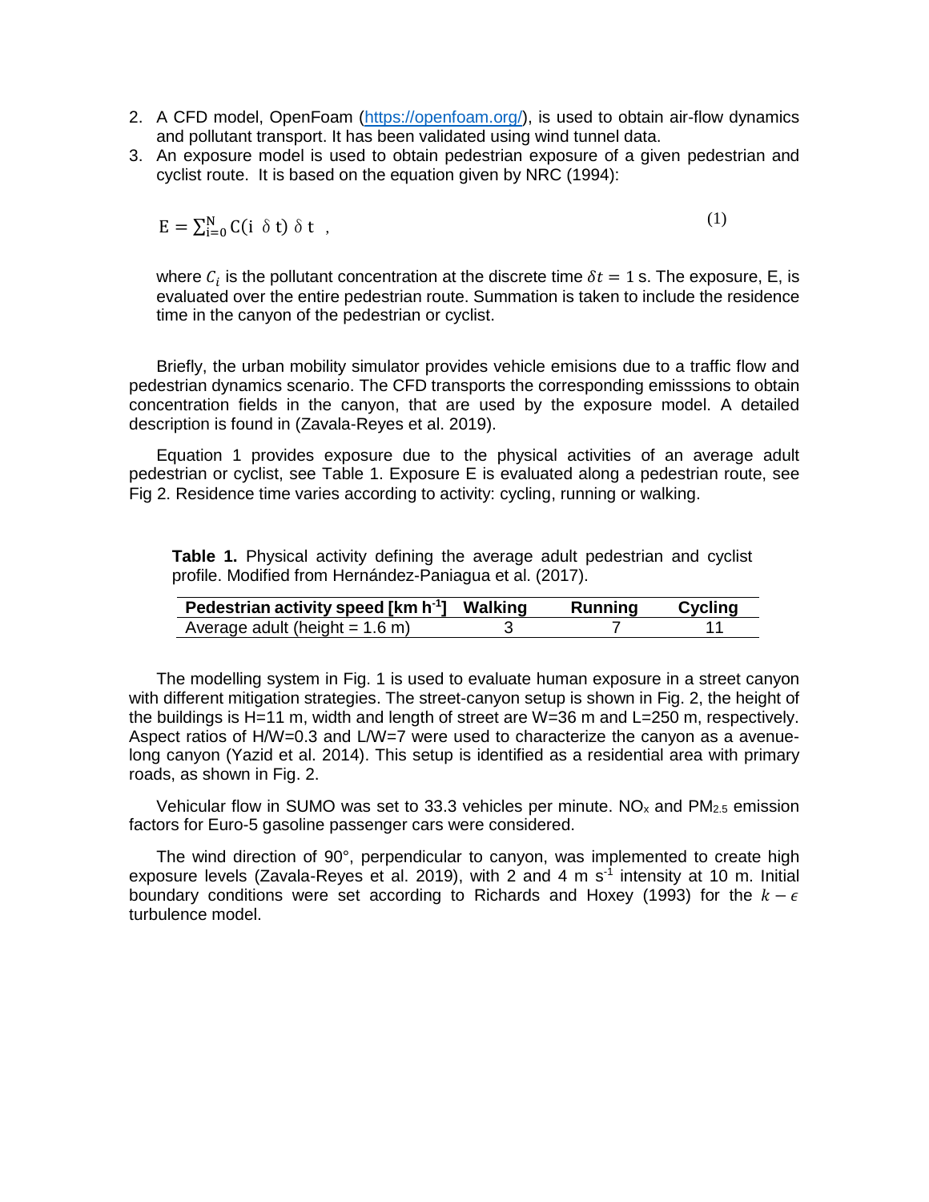2. A CFD model, OpenFoam (https://openfoam.org/), is used to obtain air-flow dynamics and pollutant transport. It has been validated using wind tunnel data.
3. An exposure model is used to obtain pedestrian exposure of a given pedestrian and cyclist route. It is based on the equation given by NRC (1994):

$$\mathrm{E} = \sum_{\mathrm{i}=0}^{\mathrm{N}} \mathrm{C}(\mathrm{i}\ \delta\ \mathrm{t})\ \delta\ \mathrm{t} \quad , \tag{1}$$

   where $C_i$ is the pollutant concentration at the discrete time $\delta t = 1$ s. The exposure, E, is evaluated over the entire pedestrian route. Summation is taken to include the residence time in the canyon of the pedestrian or cyclist.

Briefly, the urban mobility simulator provides vehicle emisions due to a traffic flow and pedestrian dynamics scenario. The CFD transports the corresponding emisssions to obtain concentration fields in the canyon, that are used by the exposure model. A detailed description is found in (Zavala-Reyes et al. 2019).

Equation 1 provides exposure due to the physical activities of an average adult pedestrian or cyclist, see Table 1. Exposure E is evaluated along a pedestrian route, see Fig 2. Residence time varies according to activity: cycling, running or walking.

**Table 1.** Physical activity defining the average adult pedestrian and cyclist profile. Modified from Hernández-Paniagua et al. (2017).

| Pedestrian activity speed [km $h^{-1}$] | Walking | Running | Cycling |
|---|---|---|---|
| Average adult (height = 1.6 m) | 3 | 7 | 11 |

The modelling system in Fig. 1 is used to evaluate human exposure in a street canyon with different mitigation strategies. The street-canyon setup is shown in Fig. 2, the height of the buildings is H=11 m, width and length of street are W=36 m and L=250 m, respectively. Aspect ratios of H/W=0.3 and L/W=7 were used to characterize the canyon as a avenue-long canyon (Yazid et al. 2014). This setup is identified as a residential area with primary roads, as shown in Fig. 2.

Vehicular flow in SUMO was set to 33.3 vehicles per minute. $NO_x$ and $PM_{2.5}$ emission factors for Euro-5 gasoline passenger cars were considered.

The wind direction of 90°, perpendicular to canyon, was implemented to create high exposure levels (Zavala-Reyes et al. 2019), with 2 and 4 m $s^{-1}$ intensity at 10 m. Initial boundary conditions were set according to Richards and Hoxey (1993) for the $k - \epsilon$ turbulence model.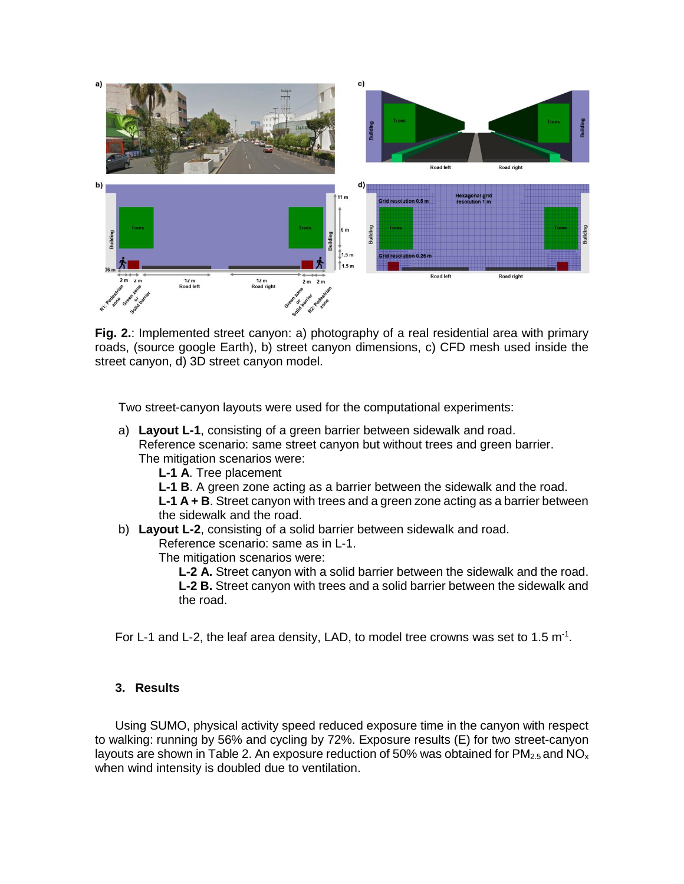**Fig. 2.**: Implemented street canyon: a) photography of a real residential area with primary roads, (source google Earth), b) street canyon dimensions, c) CFD mesh used inside the street canyon, d) 3D street canyon model.

Two street-canyon layouts were used for the computational experiments:

a) **Layout L-1**, consisting of a green barrier between sidewalk and road.
   Reference scenario: same street canyon but without trees and green barrier.
   The mitigation scenarios were:
   - **L-1 A**. Tree placement
   - **L-1 B**. A green zone acting as a barrier between the sidewalk and the road.
   - **L-1 A + B**. Street canyon with trees and a green zone acting as a barrier between the sidewalk and the road.

b) **Layout L-2**, consisting of a solid barrier between sidewalk and road.
   Reference scenario: same as in L-1.
   The mitigation scenarios were:
   - **L-2 A.** Street canyon with a solid barrier between the sidewalk and the road.
   - **L-2 B.** Street canyon with trees and a solid barrier between the sidewalk and the road.

For L-1 and L-2, the leaf area density, LAD, to model tree crowns was set to 1.5 $m^{-1}$.

## 3. Results

Using SUMO, physical activity speed reduced exposure time in the canyon with respect to walking: running by 56% and cycling by 72%. Exposure results (E) for two street-canyon layouts are shown in Table 2. An exposure reduction of 50% was obtained for $PM_{2.5}$ and $NO_x$ when wind intensity is doubled due to ventilation.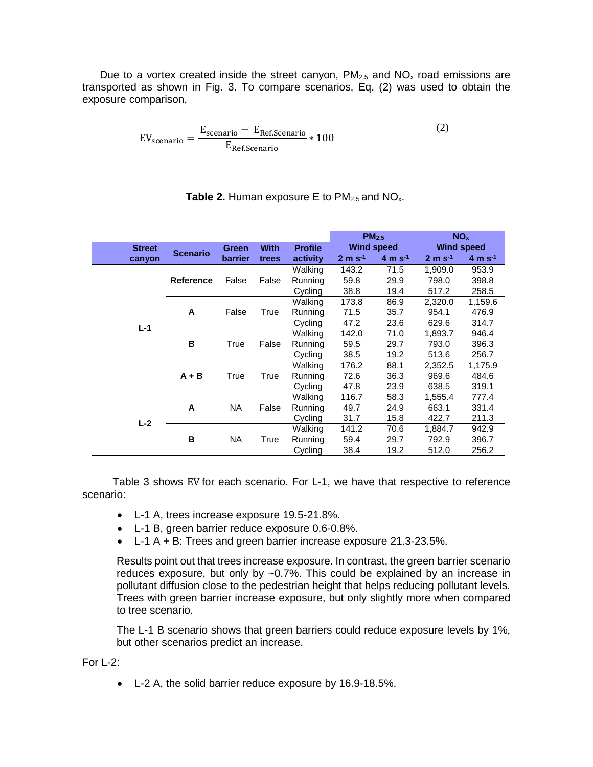Due to a vortex created inside the street canyon, $PM_{2.5}$ and $NO_x$ road emissions are transported as shown in Fig. 3. To compare scenarios, Eq. (2) was used to obtain the exposure comparison,

$$EV_{scenario} = \frac{E_{scenario} - E_{Ref.Scenario}}{E_{Ref.Scenario}} * 100 \tag{2}$$

**Table 2.** Human exposure E to $PM_{2.5}$ and $NO_x$.

| Street canyon | Scenario | Green barrier | With trees | Profile activity | $PM_{2.5}$ Wind speed 2 m s$^{-1}$ | $PM_{2.5}$ Wind speed 4 m s$^{-1}$ | $NO_x$ Wind speed 2 m s$^{-1}$ | $NO_x$ Wind speed 4 m s$^{-1}$ |
|---|---|---|---|---|---|---|---|---|
| L-1 | **Reference** | False | False | Walking | 143.2 | 71.5 | 1,909.0 | 953.9 |
| | | | | Running | 59.8 | 29.9 | 798.0 | 398.8 |
| | | | | Cycling | 38.8 | 19.4 | 517.2 | 258.5 |
| | **A** | False | True | Walking | 173.8 | 86.9 | 2,320.0 | 1,159.6 |
| | | | | Running | 71.5 | 35.7 | 954.1 | 476.9 |
| | | | | Cycling | 47.2 | 23.6 | 629.6 | 314.7 |
| | **B** | True | False | Walking | 142.0 | 71.0 | 1,893.7 | 946.4 |
| | | | | Running | 59.5 | 29.7 | 793.0 | 396.3 |
| | | | | Cycling | 38.5 | 19.2 | 513.6 | 256.7 |
| | **A + B** | True | True | Walking | 176.2 | 88.1 | 2,352.5 | 1,175.9 |
| | | | | Running | 72.6 | 36.3 | 969.6 | 484.6 |
| | | | | Cycling | 47.8 | 23.9 | 638.5 | 319.1 |
| L-2 | **A** | NA | False | Walking | 116.7 | 58.3 | 1,555.4 | 777.4 |
| | | | | Running | 49.7 | 24.9 | 663.1 | 331.4 |
| | | | | Cycling | 31.7 | 15.8 | 422.7 | 211.3 |
| | **B** | NA | True | Walking | 141.2 | 70.6 | 1,884.7 | 942.9 |
| | | | | Running | 59.4 | 29.7 | 792.9 | 396.7 |
| | | | | Cycling | 38.4 | 19.2 | 512.0 | 256.2 |

Table 3 shows EV for each scenario. For L-1, we have that respective to reference scenario:

- L-1 A, trees increase exposure 19.5-21.8%.
- L-1 B, green barrier reduce exposure 0.6-0.8%.
- L-1 A + B: Trees and green barrier increase exposure 21.3-23.5%.

Results point out that trees increase exposure. In contrast, the green barrier scenario reduces exposure, but only by ~0.7%. This could be explained by an increase in pollutant diffusion close to the pedestrian height that helps reducing pollutant levels. Trees with green barrier increase exposure, but only slightly more when compared to tree scenario.

The L-1 B scenario shows that green barriers could reduce exposure levels by 1%, but other scenarios predict an increase.

For L-2:

- L-2 A, the solid barrier reduce exposure by 16.9-18.5%.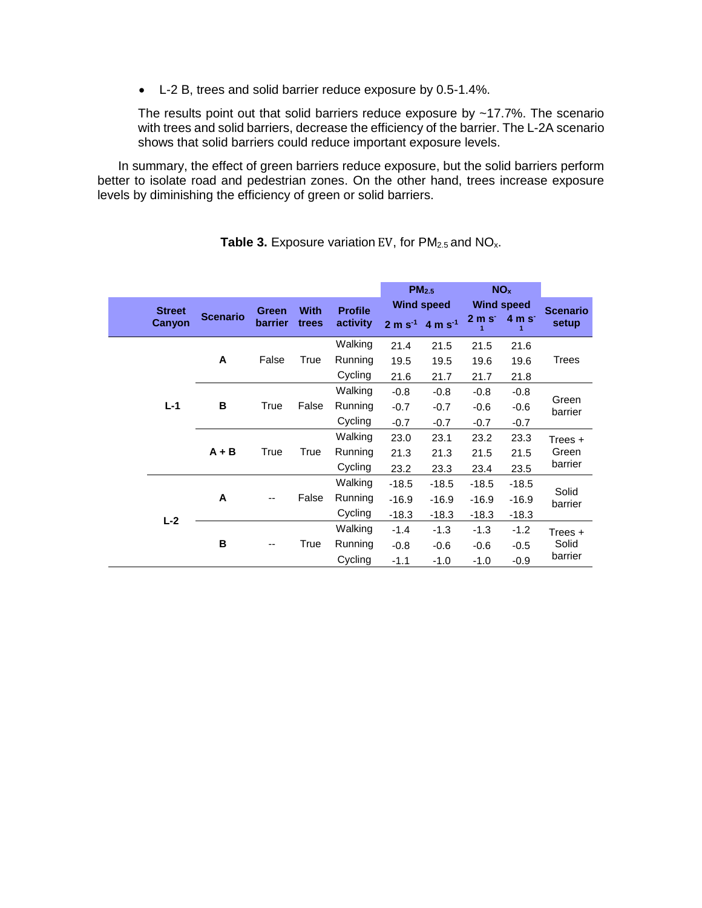- L-2 B, trees and solid barrier reduce exposure by 0.5-1.4%.

The results point out that solid barriers reduce exposure by ~17.7%. The scenario with trees and solid barriers, decrease the efficiency of the barrier. The L-2A scenario shows that solid barriers could reduce important exposure levels.

In summary, the effect of green barriers reduce exposure, but the solid barriers perform better to isolate road and pedestrian zones. On the other hand, trees increase exposure levels by diminishing the efficiency of green or solid barriers.

**Table 3.** Exposure variation EV, for $PM_{2.5}$ and $NO_x$.

| Street Canyon | Scenario | Green barrier | With trees | Profile activity | $PM_{2.5}$ Wind speed | | $NO_x$ Wind speed | | Scenario setup |
|---|---|---|---|---|---|---|---|---|---|
| | | | | | 2 m $s^{-1}$ | 4 m $s^{-1}$ | 2 m $s^{-1}$ | 4 m $s^{-1}$ | |
| L-1 | A | False | True | Walking | 21.4 | 21.5 | 21.5 | 21.6 | Trees |
| | | | | Running | 19.5 | 19.5 | 19.6 | 19.6 | |
| | | | | Cycling | 21.6 | 21.7 | 21.7 | 21.8 | |
| | B | True | False | Walking | -0.8 | -0.8 | -0.8 | -0.8 | Green barrier |
| | | | | Running | -0.7 | -0.7 | -0.6 | -0.6 | |
| | | | | Cycling | -0.7 | -0.7 | -0.7 | -0.7 | |
| | A + B | True | True | Walking | 23.0 | 23.1 | 23.2 | 23.3 | Trees + Green barrier |
| | | | | Running | 21.3 | 21.3 | 21.5 | 21.5 | |
| | | | | Cycling | 23.2 | 23.3 | 23.4 | 23.5 | |
| L-2 | A | -- | False | Walking | -18.5 | -18.5 | -18.5 | -18.5 | Solid barrier |
| | | | | Running | -16.9 | -16.9 | -16.9 | -16.9 | |
| | | | | Cycling | -18.3 | -18.3 | -18.3 | -18.3 | |
| | B | -- | True | Walking | -1.4 | -1.3 | -1.3 | -1.2 | Trees + Solid barrier |
| | | | | Running | -0.8 | -0.6 | -0.6 | -0.5 | |
| | | | | Cycling | -1.1 | -1.0 | -1.0 | -0.9 | |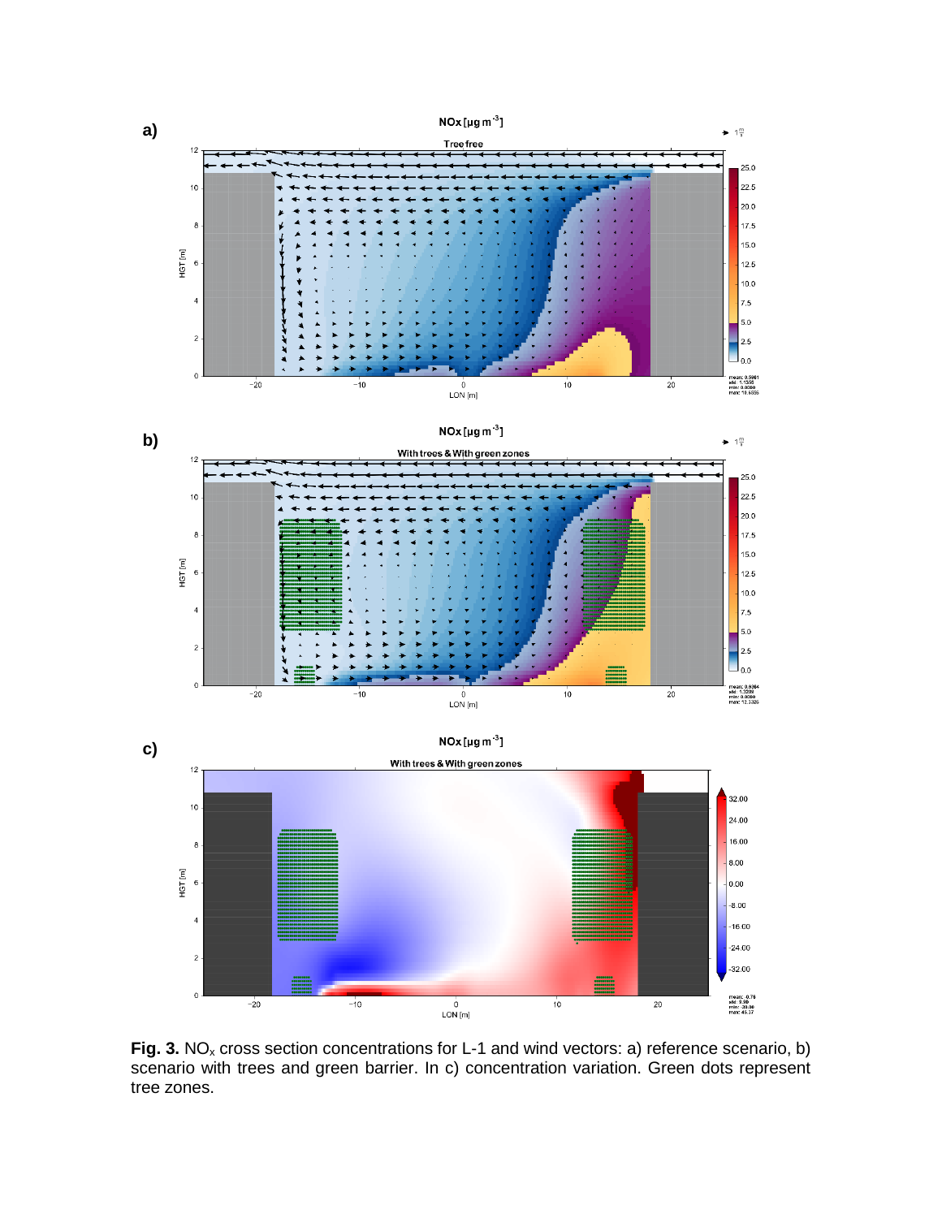**Fig. 3.** $NO_x$ cross section concentrations for L-1 and wind vectors: a) reference scenario, b) scenario with trees and green barrier. In c) concentration variation. Green dots represent tree zones.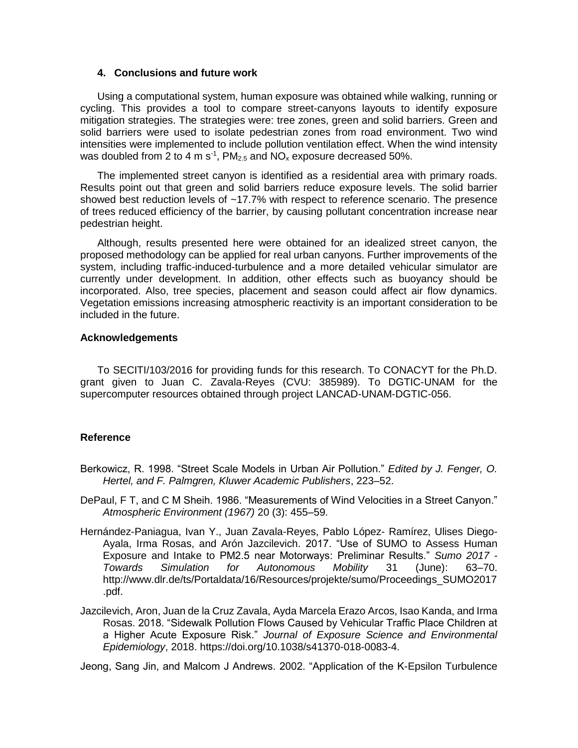## 4. Conclusions and future work

Using a computational system, human exposure was obtained while walking, running or cycling. This provides a tool to compare street-canyons layouts to identify exposure mitigation strategies. The strategies were: tree zones, green and solid barriers. Green and solid barriers were used to isolate pedestrian zones from road environment. Two wind intensities were implemented to include pollution ventilation effect. When the wind intensity was doubled from 2 to 4 m $s^{-1}$, $PM_{2.5}$ and $NO_x$ exposure decreased 50%.

The implemented street canyon is identified as a residential area with primary roads. Results point out that green and solid barriers reduce exposure levels. The solid barrier showed best reduction levels of ~17.7% with respect to reference scenario. The presence of trees reduced efficiency of the barrier, by causing pollutant concentration increase near pedestrian height.

Although, results presented here were obtained for an idealized street canyon, the proposed methodology can be applied for real urban canyons. Further improvements of the system, including traffic-induced-turbulence and a more detailed vehicular simulator are currently under development. In addition, other effects such as buoyancy should be incorporated. Also, tree species, placement and season could affect air flow dynamics. Vegetation emissions increasing atmospheric reactivity is an important consideration to be included in the future.

### Acknowledgements

To SECITI/103/2016 for providing funds for this research. To CONACYT for the Ph.D. grant given to Juan C. Zavala-Reyes (CVU: 385989). To DGTIC-UNAM for the supercomputer resources obtained through project LANCAD-UNAM-DGTIC-056.

### Reference

Berkowicz, R. 1998. "Street Scale Models in Urban Air Pollution." *Edited by J. Fenger, O. Hertel, and F. Palmgren, Kluwer Academic Publishers*, 223–52.

DePaul, F T, and C M Sheih. 1986. "Measurements of Wind Velocities in a Street Canyon." *Atmospheric Environment (1967)* 20 (3): 455–59.

Hernández-Paniagua, Ivan Y., Juan Zavala-Reyes, Pablo López- Ramírez, Ulises Diego-Ayala, Irma Rosas, and Arón Jazcilevich. 2017. "Use of SUMO to Assess Human Exposure and Intake to PM2.5 near Motorways: Preliminar Results." *Sumo 2017 - Towards Simulation for Autonomous Mobility* 31 (June): 63–70. http://www.dlr.de/ts/Portaldata/16/Resources/projekte/sumo/Proceedings_SUMO2017.pdf.

Jazcilevich, Aron, Juan de la Cruz Zavala, Ayda Marcela Erazo Arcos, Isao Kanda, and Irma Rosas. 2018. "Sidewalk Pollution Flows Caused by Vehicular Traffic Place Children at a Higher Acute Exposure Risk." *Journal of Exposure Science and Environmental Epidemiology*, 2018. https://doi.org/10.1038/s41370-018-0083-4.

Jeong, Sang Jin, and Malcom J Andrews. 2002. "Application of the K-Epsilon Turbulence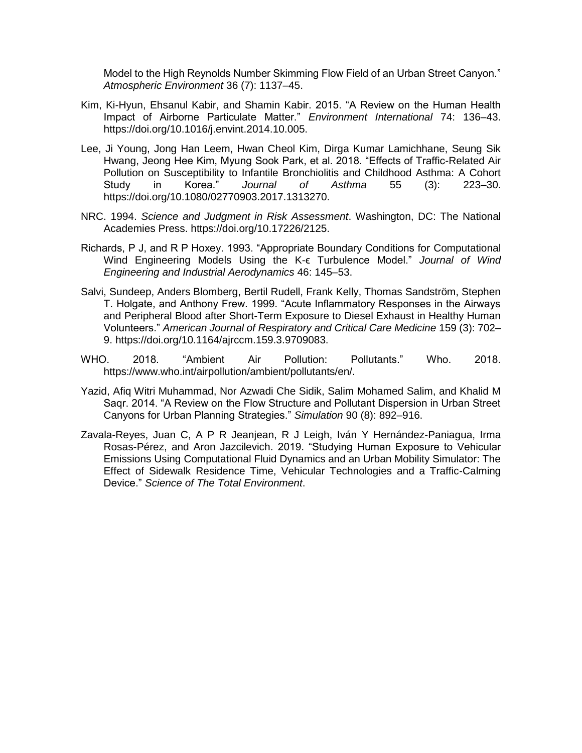Model to the High Reynolds Number Skimming Flow Field of an Urban Street Canyon." *Atmospheric Environment* 36 (7): 1137–45.

Kim, Ki-Hyun, Ehsanul Kabir, and Shamin Kabir. 2015. "A Review on the Human Health Impact of Airborne Particulate Matter." *Environment International* 74: 136–43. https://doi.org/10.1016/j.envint.2014.10.005.

Lee, Ji Young, Jong Han Leem, Hwan Cheol Kim, Dirga Kumar Lamichhane, Seung Sik Hwang, Jeong Hee Kim, Myung Sook Park, et al. 2018. "Effects of Traffic-Related Air Pollution on Susceptibility to Infantile Bronchiolitis and Childhood Asthma: A Cohort Study in Korea." *Journal of Asthma* 55 (3): 223–30. https://doi.org/10.1080/02770903.2017.1313270.

NRC. 1994. *Science and Judgment in Risk Assessment*. Washington, DC: The National Academies Press. https://doi.org/10.17226/2125.

Richards, P J, and R P Hoxey. 1993. "Appropriate Boundary Conditions for Computational Wind Engineering Models Using the K-ϵ Turbulence Model." *Journal of Wind Engineering and Industrial Aerodynamics* 46: 145–53.

Salvi, Sundeep, Anders Blomberg, Bertil Rudell, Frank Kelly, Thomas Sandström, Stephen T. Holgate, and Anthony Frew. 1999. "Acute Inflammatory Responses in the Airways and Peripheral Blood after Short-Term Exposure to Diesel Exhaust in Healthy Human Volunteers." *American Journal of Respiratory and Critical Care Medicine* 159 (3): 702–9. https://doi.org/10.1164/ajrccm.159.3.9709083.

WHO. 2018. "Ambient Air Pollution: Pollutants." Who. 2018. https://www.who.int/airpollution/ambient/pollutants/en/.

Yazid, Afiq Witri Muhammad, Nor Azwadi Che Sidik, Salim Mohamed Salim, and Khalid M Saqr. 2014. "A Review on the Flow Structure and Pollutant Dispersion in Urban Street Canyons for Urban Planning Strategies." *Simulation* 90 (8): 892–916.

Zavala-Reyes, Juan C, A P R Jeanjean, R J Leigh, Iván Y Hernández-Paniagua, Irma Rosas-Pérez, and Aron Jazcilevich. 2019. "Studying Human Exposure to Vehicular Emissions Using Computational Fluid Dynamics and an Urban Mobility Simulator: The Effect of Sidewalk Residence Time, Vehicular Technologies and a Traffic-Calming Device." *Science of The Total Environment*.